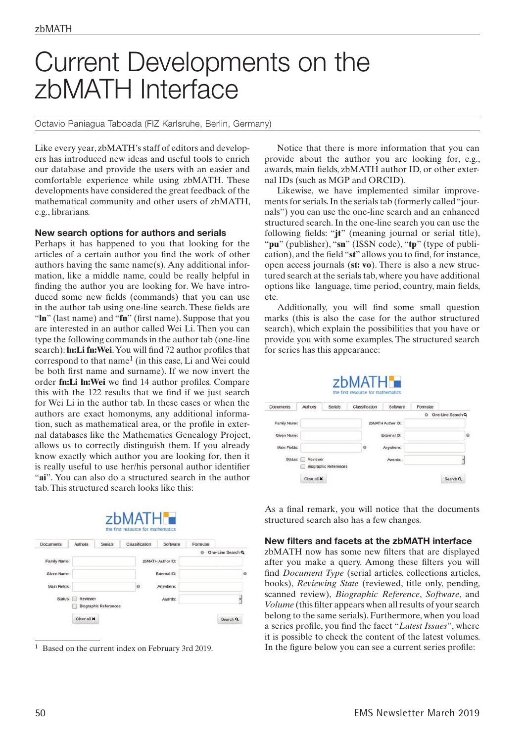# Current Developments on the zbMATH Interface

Octavio Paniagua Taboada (FIZ Karlsruhe, Berlin, Germany)

Like every year, zbMATH's staff of editors and developers has introduced new ideas and useful tools to enrich our database and provide the users with an easier and comfortable experience while using zbMATH. These developments have considered the great feedback of the mathematical community and other users of zbMATH, e.g., librarians.

## New search options for authors and serials

Perhaps it has happened to you that looking for the articles of a certain author you find the work of other authors having the same name(s). Any additional information, like a middle name, could be really helpful in finding the author you are looking for. We have introduced some new fields (commands) that you can use in the author tab using one-line search. These fields are "**ln**" (last name) and "**fn**" (first name). Suppose that you are interested in an author called Wei Li. Then you can type the following commands in the author tab (one-line search): **ln:Li fn:Wei**. You will find 72 author profiles that correspond to that name[1] (in this case, Li and Wei could be both first name and surname). If we now invert the order **fn:Li ln:Wei** we find 14 author profiles. Compare this with the 122 results that we find if we just search for Wei Li in the author tab. In these cases or when the authors are exact homonyms, any additional information, such as mathematical area, or the profile in external databases like the Mathematics Genealogy Project, allows us to correctly distinguish them. If you already know exactly which author you are looking for, then it is really useful to use her/his personal author identifier "**ai**". You can also do a structured search in the author tab. This structured search looks like this:

zbMATH
the first resource for mathematics

Documents Authors Serials Classification Software Formulae

One-Line Search

Family Name:
zbMATH Author ID:
Given Name:
External ID:
Main Fields:
Anywhere:
Status: Reviewer
Biographic References
Awards:
Clear all
Search

[1] Based on the current index on February 3rd 2019.

Notice that there is more information that you can provide about the author you are looking for, e.g., awards, main fields, zbMATH author ID, or other external IDs (such as MGP and ORCID).

Likewise, we have implemented similar improvements for serials. In the serials tab (formerly called "journals") you can use the one-line search and an enhanced structured search. In the one-line search you can use the following fields: "**jt**" (meaning journal or serial title), "**pu**" (publisher), "**sn**" (ISSN code), "**tp**" (type of publication), and the field "**st**" allows you to find, for instance, open access journals (**st: vo**). There is also a new structured search at the serials tab, where you have additional options like language, time period, country, main fields, etc.

Additionally, you will find some small question marks (this is also the case for the author structured search), which explain the possibilities that you have or provide you with some examples. The structured search for series has this appearance:

zbMATH
the first resource for mathematics

Documents Authors Serials Classification Software Formulae

One-Line Search

Family Name:
zbMATH Author ID:
Given Name:
External ID:
Main Fields:
Anywhere:
Status: Reviewer
Biographic References
Awards:
Clear all
Search

As a final remark, you will notice that the documents structured search also has a few changes.

## New filters and facets at the zbMATH interface

zbMATH now has some new filters that are displayed after you make a query. Among these filters you will find *Document Type* (serial articles, collections articles, books), *Reviewing State* (reviewed, title only, pending, scanned review), *Biographic Reference*, *Software*, and *Volume* (this filter appears when all results of your search belong to the same serials). Furthermore, when you load a series profile, you find the facet "*Latest Issues*", where it is possible to check the content of the latest volumes. In the figure below you can see a current series profile: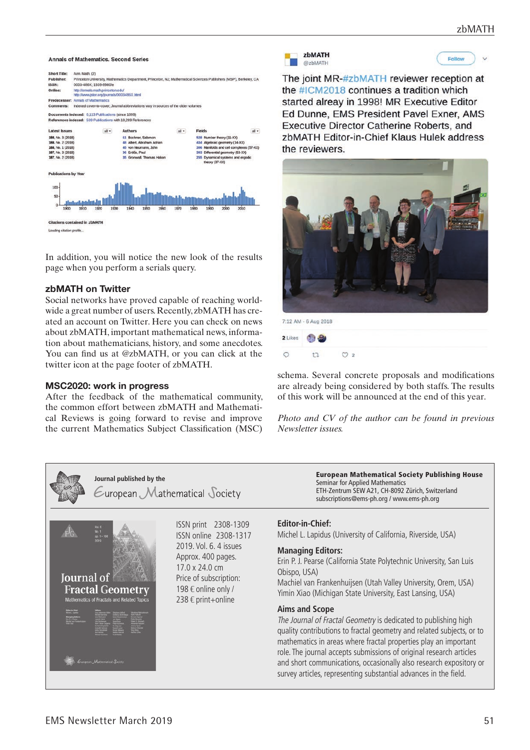Annals of Mathematics. Second Series

Short Title: Ann. Math. (2)
Publisher: Princeton University, Mathematics Department, Princeton, NJ; Mathematical Sciences Publishers (MSP), Berkeley, CA
ISSN: 0003-486X; 1939-8980/e
Online: http://annals.math.princeton.edu/
http://www.jstor.org/journals/0003486X.html
Predecessor: Annals of Mathematics
Comments: Indexed cover-to-cover; Journal abbreviations vary in sources of the older volumes

Documents indexed: 5,113 Publications (since 1899)
References indexed: 539 Publications with 19,289 References

Latest Issues: 188, No. 3 (2018); 188, No. 2 (2018); 188, No. 1 (2018); 187, No. 3 (2018); 187, No. 2 (2018)

Authors: 61 Bochner, Salomon; 48 Albert, Abraham Adrian; 45 von Neumann, John; 36 Erdős, Paul; 35 Gronwall, Thomas Hakon

Fields: 528 Number theory (11-XX); 434 Algebraic geometry (14-XX); 396 Manifolds and cell complexes (57-XX); 393 Differential geometry (53-XX); 255 Dynamical systems and ergodic theory (37-XX)

Publications by Year

100
50
0
1900 1910 1920 1930 1940 1950 1960 1970 1980 1990 2000 2010

Citations contained in zbMATH

Loading citation profile...

In addition, you will notice the new look of the results page when you perform a serials query.

### zbMATH on Twitter

Social networks have proved capable of reaching worldwide a great number of users. Recently, zbMATH has created an account on Twitter. Here you can check on news about zbMATH, important mathematical news, information about mathematicians, history, and some anecdotes. You can find us at @zbMATH, or you can click at the twitter icon at the page footer of zbMATH.

### MSC2020: work in progress

After the feedback of the mathematical community, the common effort between zbMATH and Mathematical Reviews is going forward to revise and improve the current Mathematics Subject Classification (MSC) schema. Several concrete proposals and modifications are already being considered by both staffs. The results of this work will be announced at the end of this year.

zbMATH
@zbMATH

The joint MR-#zbMATH reviewer reception at the #ICM2018 continues a tradition which started alreay in 1998! MR Executive Editor Ed Dunne, EMS President Pavel Exner, AMS Executive Director Catherine Roberts, and zbMATH Editor-in-Chief Klaus Hulek address the reviewers.

7:12 AM - 6 Aug 2018

2 Likes

*Photo and CV of the author can be found in previous Newsletter issues.*

---

Journal published by the European Mathematical Society

**European Mathematical Society Publishing House**
Seminar for Applied Mathematics
ETH-Zentrum SEW A21, CH-8092 Zürich, Switzerland
subscriptions@ems-ph.org / www.ems-ph.org

**Journal of Fractal Geometry**
Mathematics of Fractals and Related Topics

ISSN print 2308-1309
ISSN online 2308-1317
2019. Vol. 6. 4 issues
Approx. 400 pages.
17.0 x 24.0 cm
Price of subscription:
198 € online only /
238 € print+online

**Editor-in-Chief:**
Michel L. Lapidus (University of California, Riverside, USA)

**Managing Editors:**
Erin P. J. Pearse (California State Polytechnic University, San Luis Obispo, USA)
Machiel van Frankenhuijsen (Utah Valley University, Orem, USA)
Yimin Xiao (Michigan State University, East Lansing, USA)

**Aims and Scope**
*The Journal of Fractal Geometry* is dedicated to publishing high quality contributions to fractal geometry and related subjects, or to mathematics in areas where fractal properties play an important role. The journal accepts submissions of original research articles and short communications, occasionally also research expository or survey articles, representing substantial advances in the field.